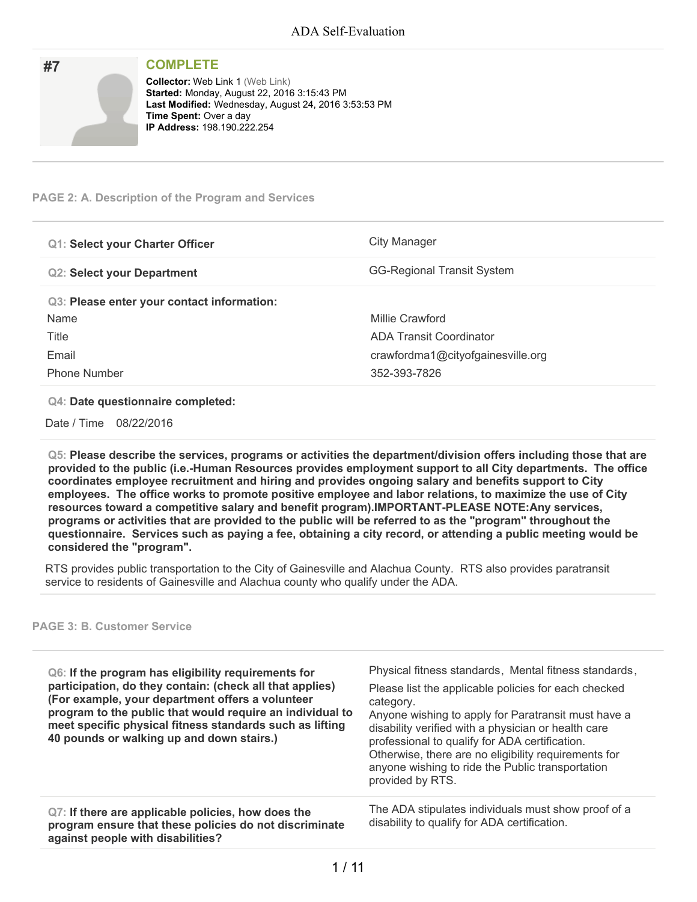## #7

### COMPLETE

**Collector:** Web Link 1 (Web Link)
**Started:** Monday, August 22, 2016 3:15:43 PM
**Last Modified:** Wednesday, August 24, 2016 3:53:53 PM
**Time Spent:** Over a day
**IP Address:** 198.190.222.254

---

### PAGE 2: A. Description of the Program and Services

**Q1: Select your Charter Officer**

City Manager

**Q2: Select your Department**

GG-Regional Transit System

**Q3: Please enter your contact information:**

| | |
|---|---|
| Name | Millie Crawford |
| Title | ADA Transit Coordinator |
| Email | crawfordma1@cityofgainesville.org |
| Phone Number | 352-393-7826 |

**Q4: Date questionnaire completed:**

Date / Time 08/22/2016

**Q5: Please describe the services, programs or activities the department/division offers including those that are provided to the public (i.e.-Human Resources provides employment support to all City departments. The office coordinates employee recruitment and hiring and provides ongoing salary and benefits support to City employees. The office works to promote positive employee and labor relations, to maximize the use of City resources toward a competitive salary and benefit program).IMPORTANT-PLEASE NOTE:Any services, programs or activities that are provided to the public will be referred to as the "program" throughout the questionnaire. Services such as paying a fee, obtaining a city record, or attending a public meeting would be considered the "program".**

RTS provides public transportation to the City of Gainesville and Alachua County. RTS also provides paratransit service to residents of Gainesville and Alachua county who qualify under the ADA.

### PAGE 3: B. Customer Service

**Q6: If the program has eligibility requirements for participation, do they contain: (check all that applies) (For example, your department offers a volunteer program to the public that would require an individual to meet specific physical fitness standards such as lifting 40 pounds or walking up and down stairs.)**

Physical fitness standards, Mental fitness standards,

Please list the applicable policies for each checked category.
Anyone wishing to apply for Paratransit must have a disability verified with a physician or health care professional to qualify for ADA certification. Otherwise, there are no eligibility requirements for anyone wishing to ride the Public transportation provided by RTS.

**Q7: If there are applicable policies, how does the program ensure that these policies do not discriminate against people with disabilities?**

The ADA stipulates individuals must show proof of a disability to qualify for ADA certification.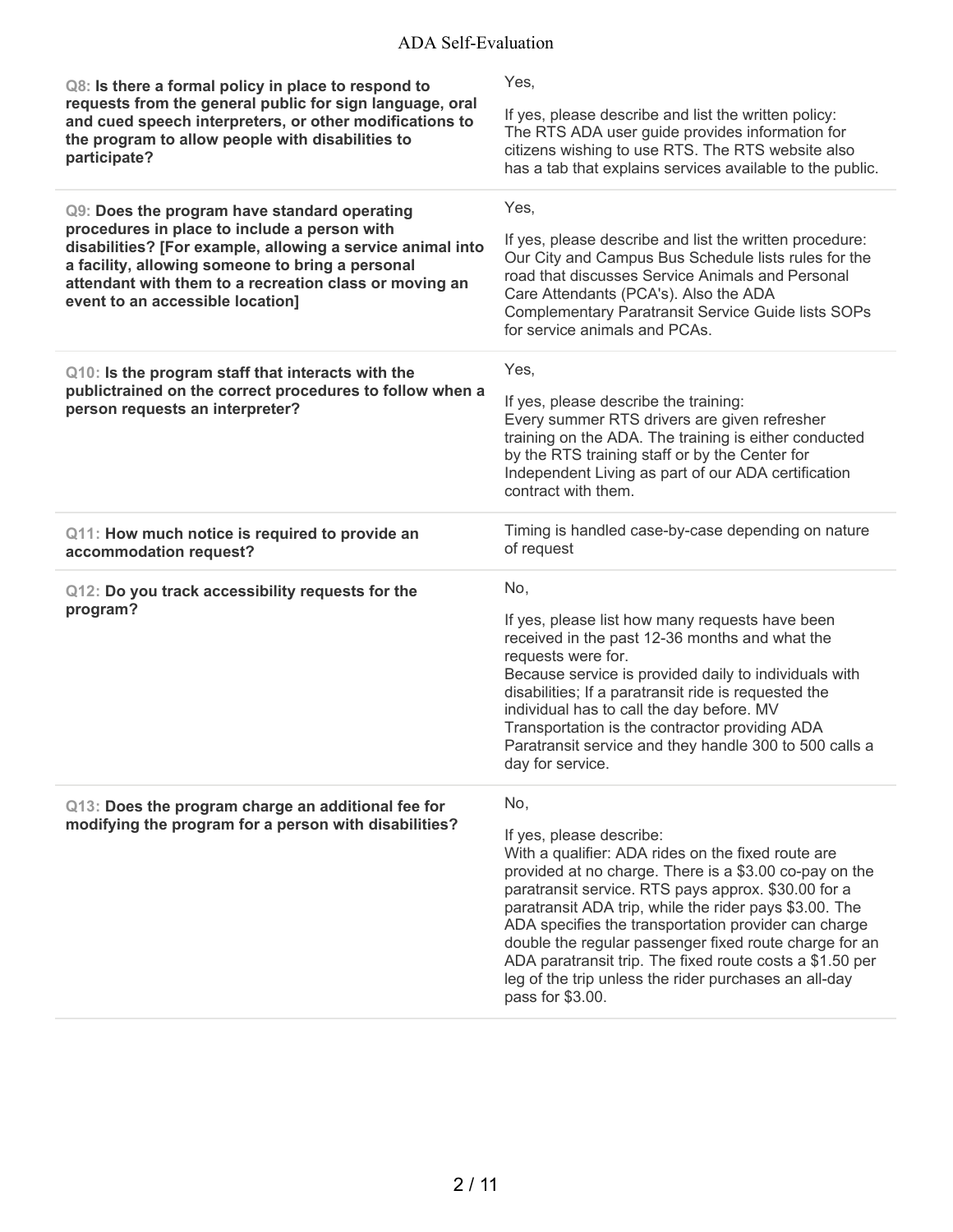**Q8: Is there a formal policy in place to respond to requests from the general public for sign language, oral and cued speech interpreters, or other modifications to the program to allow people with disabilities to participate?**

Yes,

If yes, please describe and list the written policy:
The RTS ADA user guide provides information for citizens wishing to use RTS. The RTS website also has a tab that explains services available to the public.

**Q9: Does the program have standard operating procedures in place to include a person with disabilities? [For example, allowing a service animal into a facility, allowing someone to bring a personal attendant with them to a recreation class or moving an event to an accessible location]**

Yes,

If yes, please describe and list the written procedure:
Our City and Campus Bus Schedule lists rules for the road that discusses Service Animals and Personal Care Attendants (PCA's). Also the ADA Complementary Paratransit Service Guide lists SOPs for service animals and PCAs.

**Q10: Is the program staff that interacts with the publictrained on the correct procedures to follow when a person requests an interpreter?**

Yes,

If yes, please describe the training:
Every summer RTS drivers are given refresher training on the ADA. The training is either conducted by the RTS training staff or by the Center for Independent Living as part of our ADA certification contract with them.

**Q11: How much notice is required to provide an accommodation request?**

Timing is handled case-by-case depending on nature of request

**Q12: Do you track accessibility requests for the program?**

No,

If yes, please list how many requests have been received in the past 12-36 months and what the requests were for.
Because service is provided daily to individuals with disabilities; If a paratransit ride is requested the individual has to call the day before. MV Transportation is the contractor providing ADA Paratransit service and they handle 300 to 500 calls a day for service.

**Q13: Does the program charge an additional fee for modifying the program for a person with disabilities?**

No,

If yes, please describe:
With a qualifier: ADA rides on the fixed route are provided at no charge. There is a $3.00 co-pay on the paratransit service. RTS pays approx. $30.00 for a paratransit ADA trip, while the rider pays $3.00. The ADA specifies the transportation provider can charge double the regular passenger fixed route charge for an ADA paratransit trip. The fixed route costs a $1.50 per leg of the trip unless the rider purchases an all-day pass for $3.00.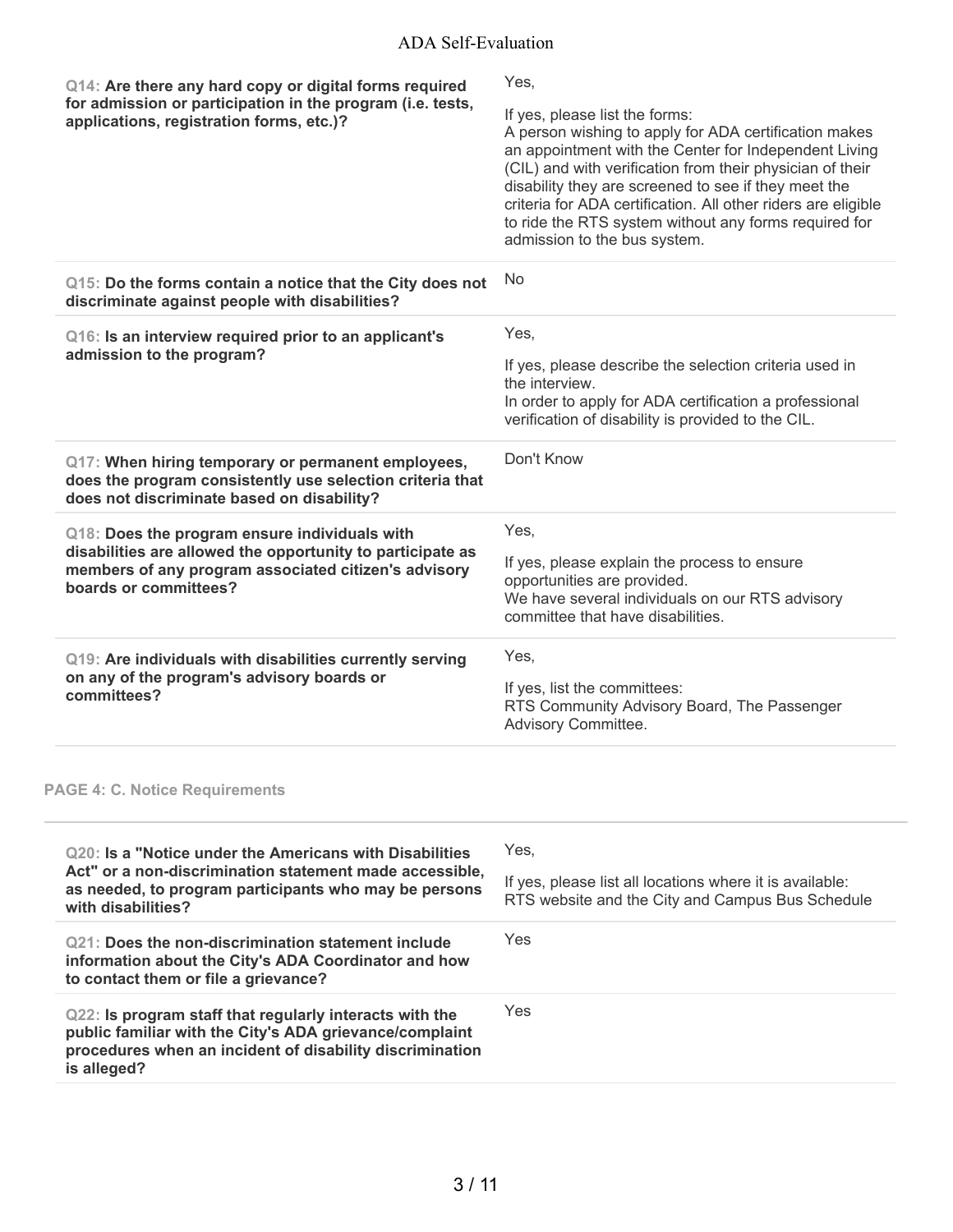| Question | Response |
| --- | --- |
| **Q14: Are there any hard copy or digital forms required for admission or participation in the program (i.e. tests, applications, registration forms, etc.)?** | Yes,<br><br>If yes, please list the forms:<br>A person wishing to apply for ADA certification makes an appointment with the Center for Independent Living (CIL) and with verification from their physician of their disability they are screened to see if they meet the criteria for ADA certification. All other riders are eligible to ride the RTS system without any forms required for admission to the bus system. |
| **Q15: Do the forms contain a notice that the City does not discriminate against people with disabilities?** | No |
| **Q16: Is an interview required prior to an applicant's admission to the program?** | Yes,<br><br>If yes, please describe the selection criteria used in the interview.<br>In order to apply for ADA certification a professional verification of disability is provided to the CIL. |
| **Q17: When hiring temporary or permanent employees, does the program consistently use selection criteria that does not discriminate based on disability?** | Don't Know |
| **Q18: Does the program ensure individuals with disabilities are allowed the opportunity to participate as members of any program associated citizen's advisory boards or committees?** | Yes,<br><br>If yes, please explain the process to ensure opportunities are provided.<br>We have several individuals on our RTS advisory committee that have disabilities. |
| **Q19: Are individuals with disabilities currently serving on any of the program's advisory boards or committees?** | Yes,<br><br>If yes, list the committees:<br>RTS Community Advisory Board, The Passenger Advisory Committee. |

## PAGE 4: C. Notice Requirements

| Question | Response |
| --- | --- |
| **Q20: Is a "Notice under the Americans with Disabilities Act" or a non-discrimination statement made accessible, as needed, to program participants who may be persons with disabilities?** | Yes,<br><br>If yes, please list all locations where it is available:<br>RTS website and the City and Campus Bus Schedule |
| **Q21: Does the non-discrimination statement include information about the City's ADA Coordinator and how to contact them or file a grievance?** | Yes |
| **Q22: Is program staff that regularly interacts with the public familiar with the City's ADA grievance/complaint procedures when an incident of disability discrimination is alleged?** | Yes |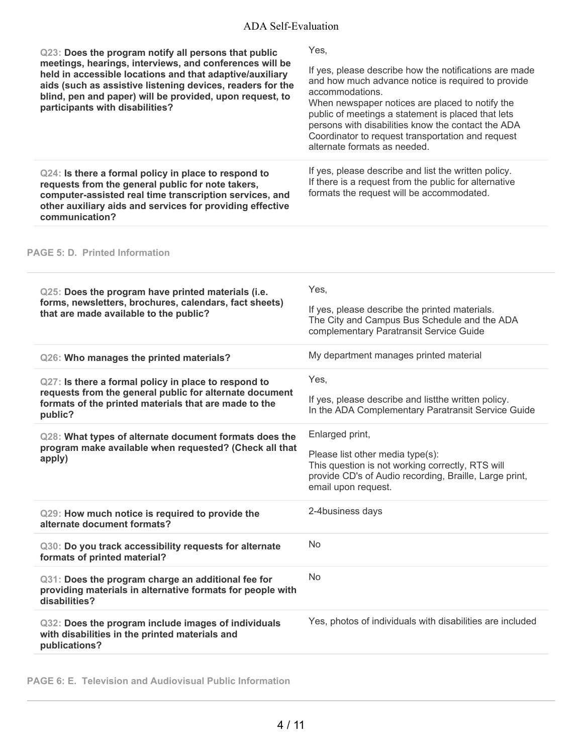**Q23: Does the program notify all persons that public meetings, hearings, interviews, and conferences will be held in accessible locations and that adaptive/auxiliary aids (such as assistive listening devices, readers for the blind, pen and paper) will be provided, upon request, to participants with disabilities?**

Yes,

If yes, please describe how the notifications are made and how much advance notice is required to provide accommodations.
When newspaper notices are placed to notify the public of meetings a statement is placed that lets persons with disabilities know the contact the ADA Coordinator to request transportation and request alternate formats as needed.

**Q24: Is there a formal policy in place to respond to requests from the general public for note takers, computer-assisted real time transcription services, and other auxiliary aids and services for providing effective communication?**

If yes, please describe and list the written policy.
If there is a request from the public for alternative formats the request will be accommodated.

## PAGE 5: D. Printed Information

**Q25: Does the program have printed materials (i.e. forms, newsletters, brochures, calendars, fact sheets) that are made available to the public?**

Yes,

If yes, please describe the printed materials.
The City and Campus Bus Schedule and the ADA complementary Paratransit Service Guide

**Q26: Who manages the printed materials?**

My department manages printed material

**Q27: Is there a formal policy in place to respond to requests from the general public for alternate document formats of the printed materials that are made to the public?**

Yes,

If yes, please describe and listthe written policy.
In the ADA Complementary Paratransit Service Guide

**Q28: What types of alternate document formats does the program make available when requested? (Check all that apply)**

Enlarged print,

Please list other media type(s):
This question is not working correctly, RTS will provide CD's of Audio recording, Braille, Large print, email upon request.

**Q29: How much notice is required to provide the alternate document formats?**

2-4business days

**Q30: Do you track accessibility requests for alternate formats of printed material?**

No

**Q31: Does the program charge an additional fee for providing materials in alternative formats for people with disabilities?**

No

**Q32: Does the program include images of individuals with disabilities in the printed materials and publications?**

Yes, photos of individuals with disabilities are included

## PAGE 6: E. Television and Audiovisual Public Information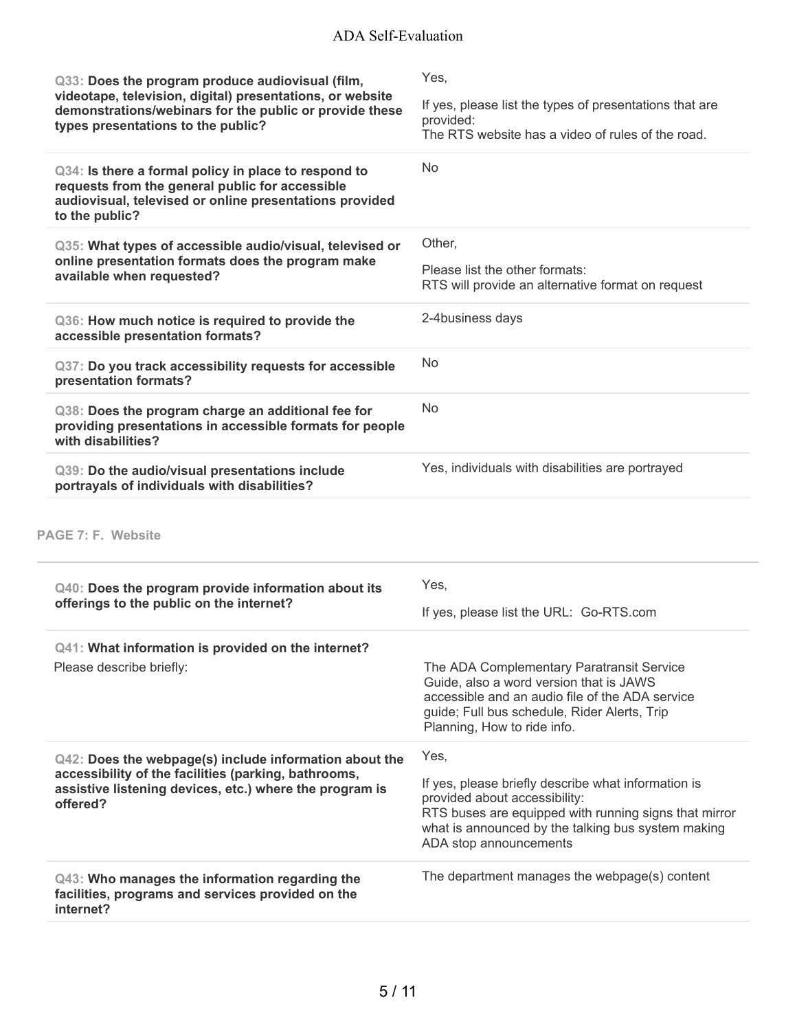| Question | Response |
| --- | --- |
| **Q33: Does the program produce audiovisual (film, videotape, television, digital) presentations, or website demonstrations/webinars for the public or provide these types presentations to the public?** | Yes,<br><br>If yes, please list the types of presentations that are provided:<br>The RTS website has a video of rules of the road. |
| **Q34: Is there a formal policy in place to respond to requests from the general public for accessible audiovisual, televised or online presentations provided to the public?** | No |
| **Q35: What types of accessible audio/visual, televised or online presentation formats does the program make available when requested?** | Other,<br><br>Please list the other formats:<br>RTS will provide an alternative format on request |
| **Q36: How much notice is required to provide the accessible presentation formats?** | 2-4business days |
| **Q37: Do you track accessibility requests for accessible presentation formats?** | No |
| **Q38: Does the program charge an additional fee for providing presentations in accessible formats for people with disabilities?** | No |
| **Q39: Do the audio/visual presentations include portrayals of individuals with disabilities?** | Yes, individuals with disabilities are portrayed |

## PAGE 7: F. Website

| Question | Response |
| --- | --- |
| **Q40: Does the program provide information about its offerings to the public on the internet?** | Yes,<br><br>If yes, please list the URL: Go-RTS.com |
| **Q41: What information is provided on the internet?**<br>Please describe briefly: | The ADA Complementary Paratransit Service Guide, also a word version that is JAWS accessible and an audio file of the ADA service guide; Full bus schedule, Rider Alerts, Trip Planning, How to ride info. |
| **Q42: Does the webpage(s) include information about the accessibility of the facilities (parking, bathrooms, assistive listening devices, etc.) where the program is offered?** | Yes,<br><br>If yes, please briefly describe what information is provided about accessibility:<br>RTS buses are equipped with running signs that mirror what is announced by the talking bus system making ADA stop announcements |
| **Q43: Who manages the information regarding the facilities, programs and services provided on the internet?** | The department manages the webpage(s) content |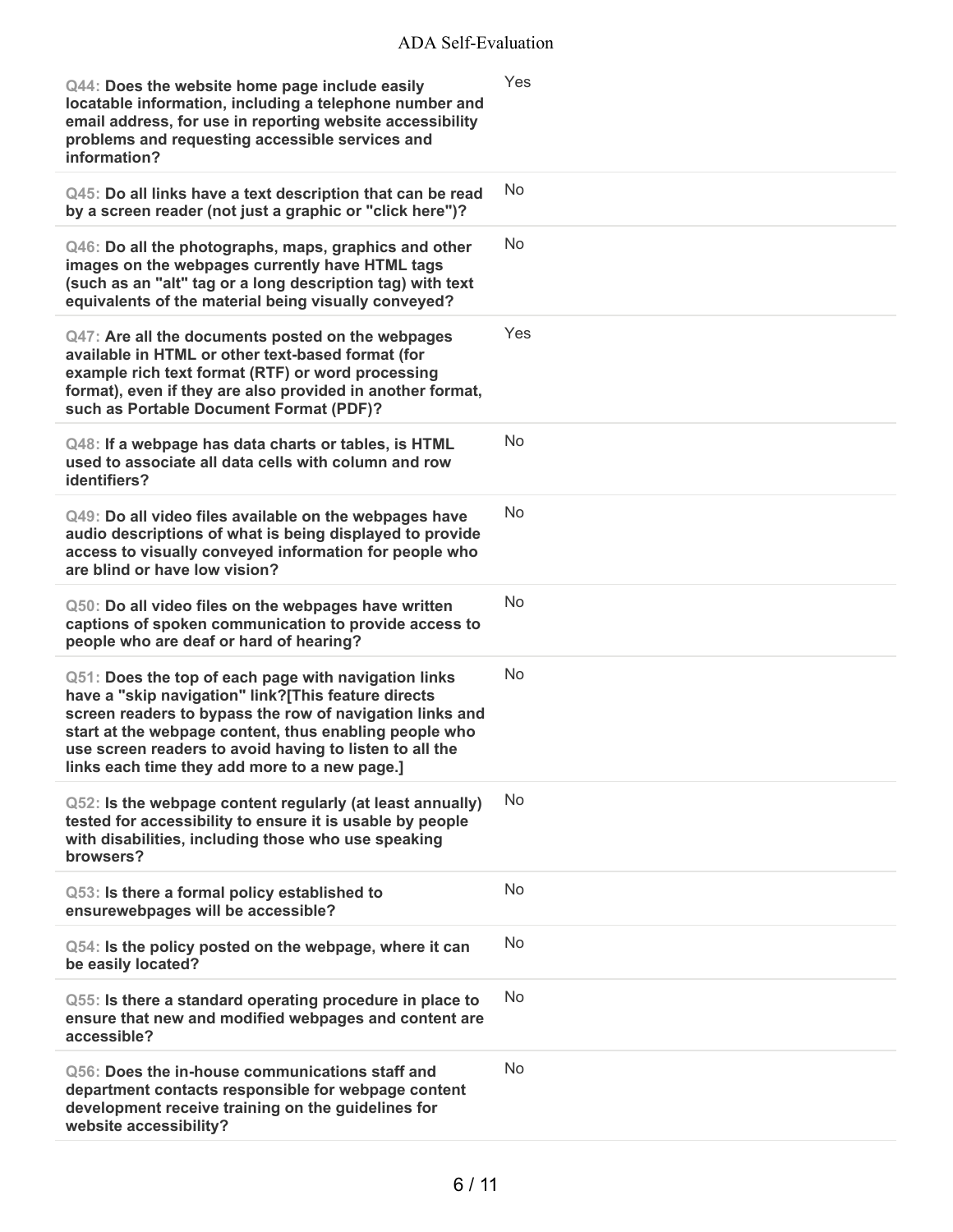| Question | Answer |
| --- | --- |
| **Q44: Does the website home page include easily locatable information, including a telephone number and email address, for use in reporting website accessibility problems and requesting accessible services and information?** | Yes |
| **Q45: Do all links have a text description that can be read by a screen reader (not just a graphic or "click here")?** | No |
| **Q46: Do all the photographs, maps, graphics and other images on the webpages currently have HTML tags (such as an "alt" tag or a long description tag) with text equivalents of the material being visually conveyed?** | No |
| **Q47: Are all the documents posted on the webpages available in HTML or other text-based format (for example rich text format (RTF) or word processing format), even if they are also provided in another format, such as Portable Document Format (PDF)?** | Yes |
| **Q48: If a webpage has data charts or tables, is HTML used to associate all data cells with column and row identifiers?** | No |
| **Q49: Do all video files available on the webpages have audio descriptions of what is being displayed to provide access to visually conveyed information for people who are blind or have low vision?** | No |
| **Q50: Do all video files on the webpages have written captions of spoken communication to provide access to people who are deaf or hard of hearing?** | No |
| **Q51: Does the top of each page with navigation links have a "skip navigation" link?[This feature directs screen readers to bypass the row of navigation links and start at the webpage content, thus enabling people who use screen readers to avoid having to listen to all the links each time they add more to a new page.]** | No |
| **Q52: Is the webpage content regularly (at least annually) tested for accessibility to ensure it is usable by people with disabilities, including those who use speaking browsers?** | No |
| **Q53: Is there a formal policy established to ensurewebpages will be accessible?** | No |
| **Q54: Is the policy posted on the webpage, where it can be easily located?** | No |
| **Q55: Is there a standard operating procedure in place to ensure that new and modified webpages and content are accessible?** | No |
| **Q56: Does the in-house communications staff and department contacts responsible for webpage content development receive training on the guidelines for website accessibility?** | No |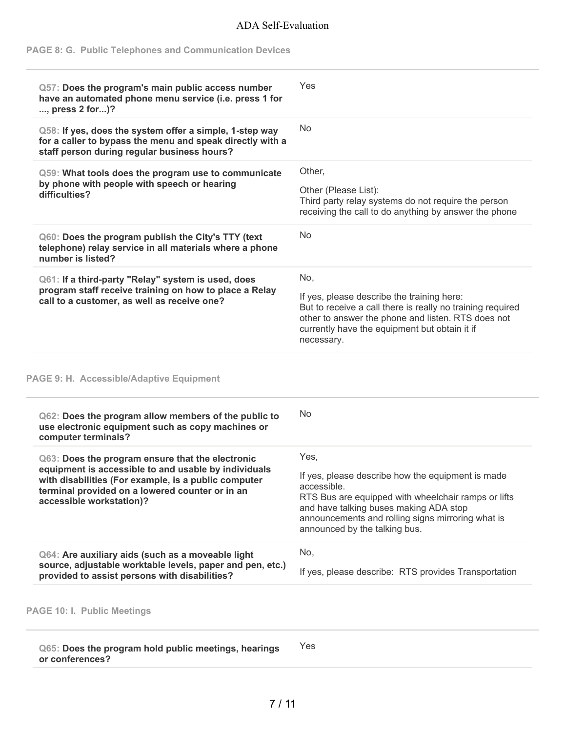### PAGE 8: G. Public Telephones and Communication Devices

| Question | Response |
| --- | --- |
| **Q57: Does the program's main public access number have an automated phone menu service (i.e. press 1 for ..., press 2 for...)?** | Yes |
| **Q58: If yes, does the system offer a simple, 1-step way for a caller to bypass the menu and speak directly with a staff person during regular business hours?** | No |
| **Q59: What tools does the program use to communicate by phone with people with speech or hearing difficulties?** | Other,<br><br>Other (Please List):<br>Third party relay systems do not require the person receiving the call to do anything by answer the phone |
| **Q60: Does the program publish the City's TTY (text telephone) relay service in all materials where a phone number is listed?** | No |
| **Q61: If a third-party "Relay" system is used, does program staff receive training on how to place a Relay call to a customer, as well as receive one?** | No,<br><br>If yes, please describe the training here:<br>But to receive a call there is really no training required other to answer the phone and listen. RTS does not currently have the equipment but obtain it if necessary. |

### PAGE 9: H. Accessible/Adaptive Equipment

| Question | Response |
| --- | --- |
| **Q62: Does the program allow members of the public to use electronic equipment such as copy machines or computer terminals?** | No |
| **Q63: Does the program ensure that the electronic equipment is accessible to and usable by individuals with disabilities (For example, is a public computer terminal provided on a lowered counter or in an accessible workstation)?** | Yes,<br><br>If yes, please describe how the equipment is made accessible.<br>RTS Bus are equipped with wheelchair ramps or lifts and have talking buses making ADA stop announcements and rolling signs mirroring what is announced by the talking bus. |
| **Q64: Are auxiliary aids (such as a moveable light source, adjustable worktable levels, paper and pen, etc.) provided to assist persons with disabilities?** | No,<br><br>If yes, please describe: RTS provides Transportation |

### PAGE 10: I. Public Meetings

| Question | Response |
| --- | --- |
| **Q65: Does the program hold public meetings, hearings or conferences?** | Yes |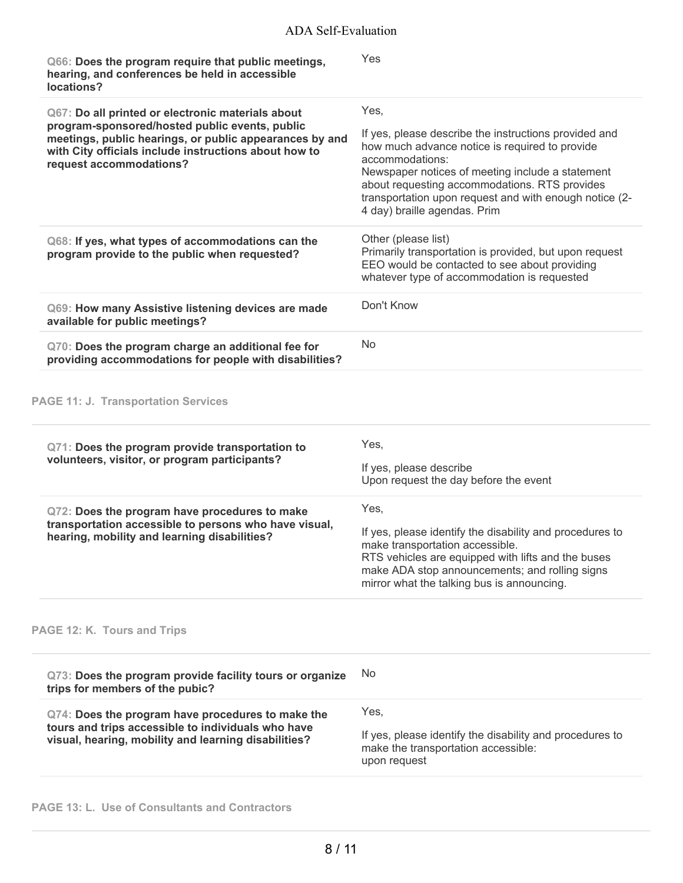**Q66: Does the program require that public meetings, hearing, and conferences be held in accessible locations?**

Yes

**Q67: Do all printed or electronic materials about program-sponsored/hosted public events, public meetings, public hearings, or public appearances by and with City officials include instructions about how to request accommodations?**

Yes,

If yes, please describe the instructions provided and how much advance notice is required to provide accommodations:
Newspaper notices of meeting include a statement about requesting accommodations. RTS provides transportation upon request and with enough notice (2-4 day) braille agendas. Prim

**Q68: If yes, what types of accommodations can the program provide to the public when requested?**

Other (please list)
Primarily transportation is provided, but upon request EEO would be contacted to see about providing whatever type of accommodation is requested

**Q69: How many Assistive listening devices are made available for public meetings?**

Don't Know

**Q70: Does the program charge an additional fee for providing accommodations for people with disabilities?**

No

## PAGE 11: J. Transportation Services

**Q71: Does the program provide transportation to volunteers, visitor, or program participants?**

Yes,

If yes, please describe
Upon request the day before the event

**Q72: Does the program have procedures to make transportation accessible to persons who have visual, hearing, mobility and learning disabilities?**

Yes,

If yes, please identify the disability and procedures to make transportation accessible.
RTS vehicles are equipped with lifts and the buses make ADA stop announcements; and rolling signs mirror what the talking bus is announcing.

## PAGE 12: K. Tours and Trips

**Q73: Does the program provide facility tours or organize trips for members of the pubic?**

No

**Q74: Does the program have procedures to make the tours and trips accessible to individuals who have visual, hearing, mobility and learning disabilities?**

Yes,

If yes, please identify the disability and procedures to make the transportation accessible:
upon request

## PAGE 13: L. Use of Consultants and Contractors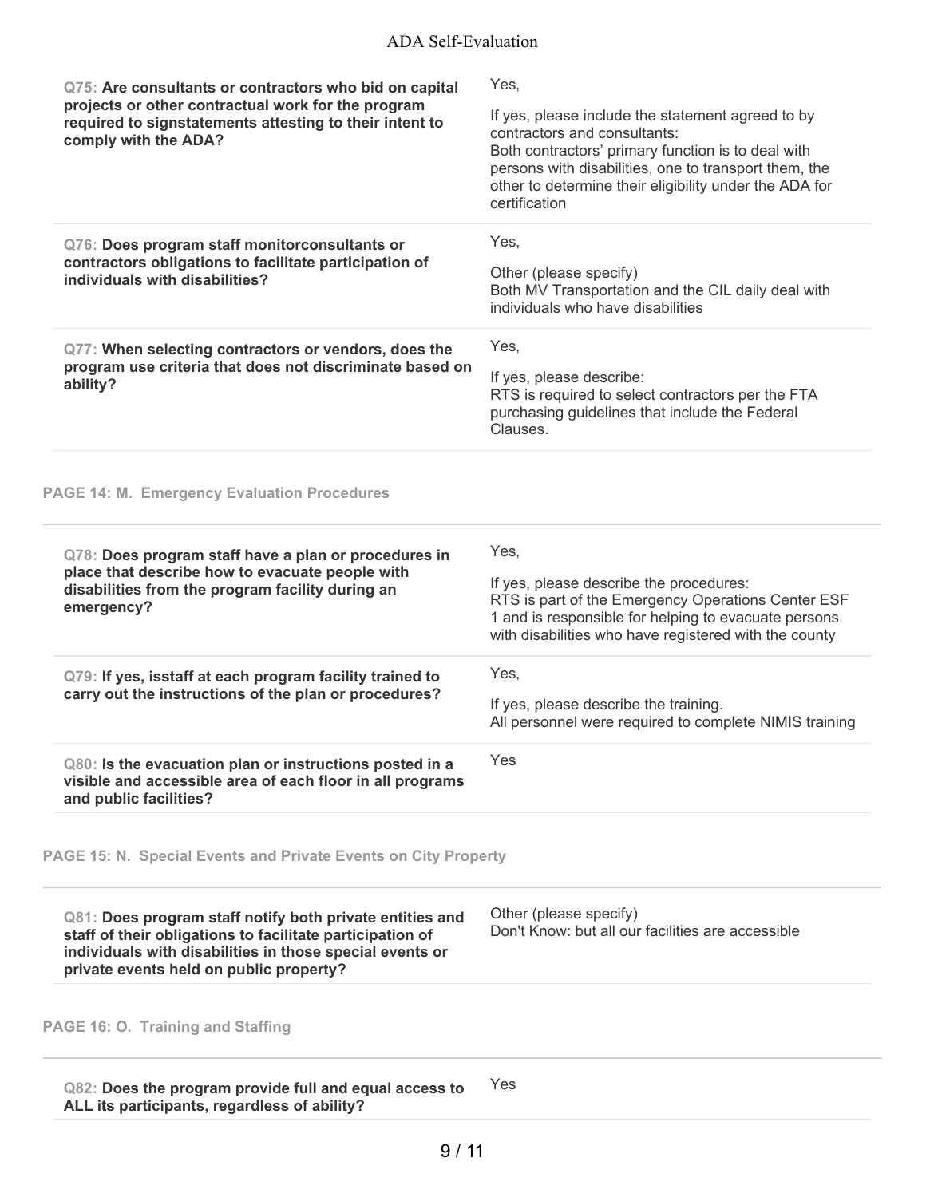**Q75: Are consultants or contractors who bid on capital projects or other contractual work for the program required to signstatements attesting to their intent to comply with the ADA?**

Yes,

If yes, please include the statement agreed to by contractors and consultants:
Both contractors' primary function is to deal with persons with disabilities, one to transport them, the other to determine their eligibility under the ADA for certification

**Q76: Does program staff monitorconsultants or contractors obligations to facilitate participation of individuals with disabilities?**

Yes,

Other (please specify)
Both MV Transportation and the CIL daily deal with individuals who have disabilities

**Q77: When selecting contractors or vendors, does the program use criteria that does not discriminate based on ability?**

Yes,

If yes, please describe:
RTS is required to select contractors per the FTA purchasing guidelines that include the Federal Clauses.

## PAGE 14: M. Emergency Evaluation Procedures

**Q78: Does program staff have a plan or procedures in place that describe how to evacuate people with disabilities from the program facility during an emergency?**

Yes,

If yes, please describe the procedures:
RTS is part of the Emergency Operations Center ESF 1 and is responsible for helping to evacuate persons with disabilities who have registered with the county

**Q79: If yes, isstaff at each program facility trained to carry out the instructions of the plan or procedures?**

Yes,

If yes, please describe the training.
All personnel were required to complete NIMIS training

**Q80: Is the evacuation plan or instructions posted in a visible and accessible area of each floor in all programs and public facilities?**

Yes

## PAGE 15: N. Special Events and Private Events on City Property

**Q81: Does program staff notify both private entities and staff of their obligations to facilitate participation of individuals with disabilities in those special events or private events held on public property?**

Other (please specify)
Don't Know: but all our facilities are accessible

## PAGE 16: O. Training and Staffing

**Q82: Does the program provide full and equal access to ALL its participants, regardless of ability?**

Yes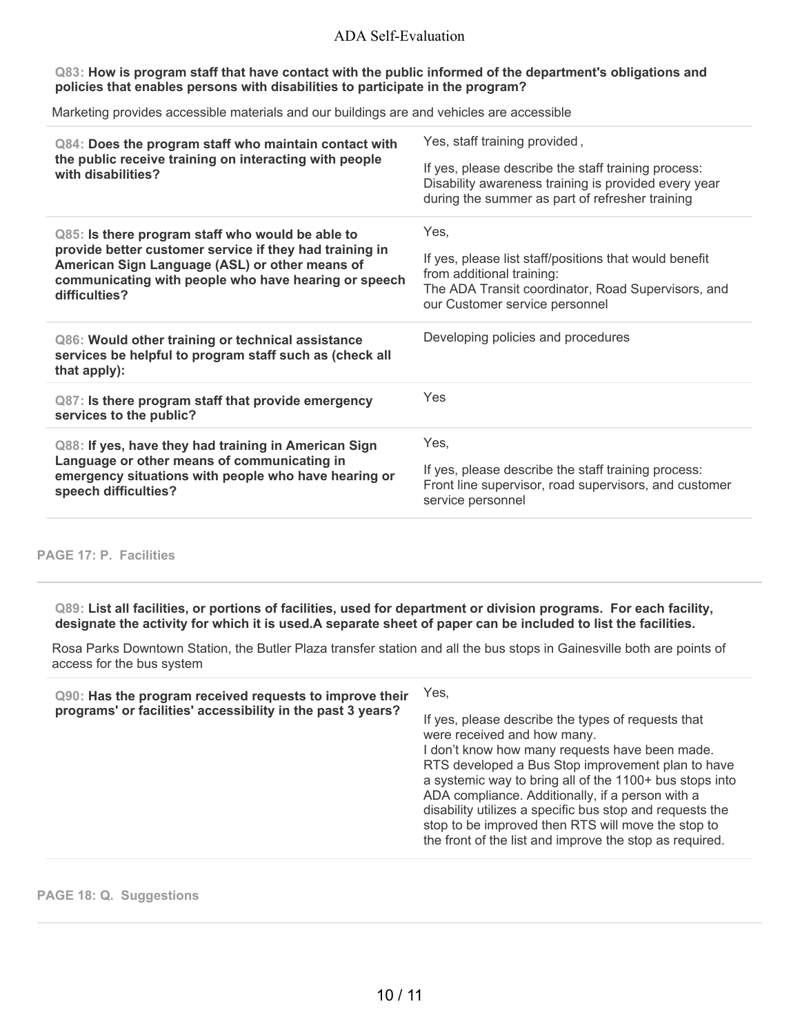**Q83: How is program staff that have contact with the public informed of the department's obligations and policies that enables persons with disabilities to participate in the program?**

Marketing provides accessible materials and our buildings are and vehicles are accessible

| | |
|---|---|
| **Q84: Does the program staff who maintain contact with the public receive training on interacting with people with disabilities?** | Yes, staff training provided ,<br><br>If yes, please describe the staff training process:<br>Disability awareness training is provided every year during the summer as part of refresher training |
| **Q85: Is there program staff who would be able to provide better customer service if they had training in American Sign Language (ASL) or other means of communicating with people who have hearing or speech difficulties?** | Yes,<br><br>If yes, please list staff/positions that would benefit from additional training:<br>The ADA Transit coordinator, Road Supervisors, and our Customer service personnel |
| **Q86: Would other training or technical assistance services be helpful to program staff such as (check all that apply):** | Developing policies and procedures |
| **Q87: Is there program staff that provide emergency services to the public?** | Yes |
| **Q88: If yes, have they had training in American Sign Language or other means of communicating in emergency situations with people who have hearing or speech difficulties?** | Yes,<br><br>If yes, please describe the staff training process:<br>Front line supervisor, road supervisors, and customer service personnel |

## PAGE 17: P. Facilities

**Q89: List all facilities, or portions of facilities, used for department or division programs. For each facility, designate the activity for which it is used.A separate sheet of paper can be included to list the facilities.**

Rosa Parks Downtown Station, the Butler Plaza transfer station and all the bus stops in Gainesville both are points of access for the bus system

| | |
|---|---|
| **Q90: Has the program received requests to improve their programs' or facilities' accessibility in the past 3 years?** | Yes,<br><br>If yes, please describe the types of requests that were received and how many.<br>I don't know how many requests have been made. RTS developed a Bus Stop improvement plan to have a systemic way to bring all of the 1100+ bus stops into ADA compliance. Additionally, if a person with a disability utilizes a specific bus stop and requests the stop to be improved then RTS will move the stop to the front of the list and improve the stop as required. |

## PAGE 18: Q. Suggestions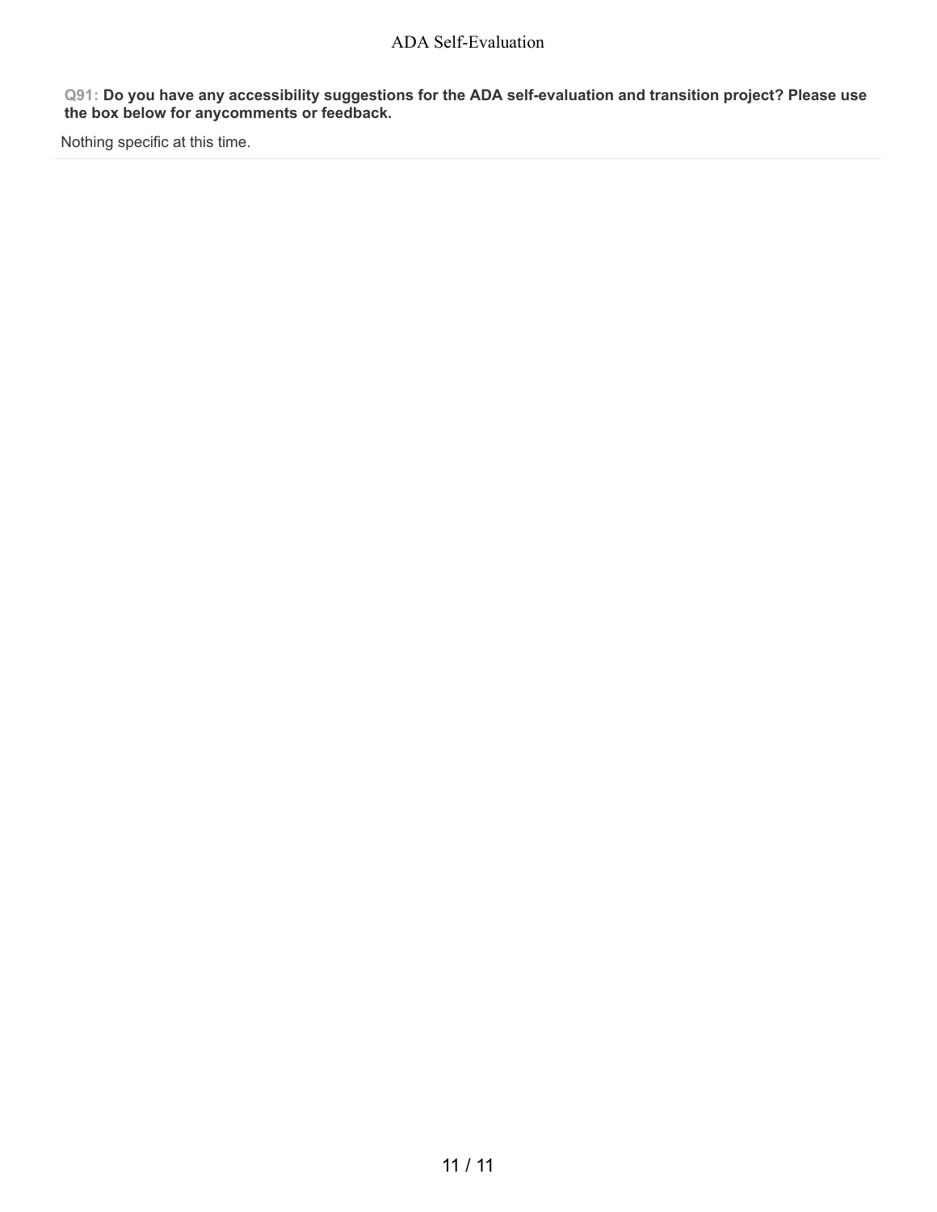**Q91: Do you have any accessibility suggestions for the ADA self-evaluation and transition project? Please use the box below for anycomments or feedback.**

Nothing specific at this time.